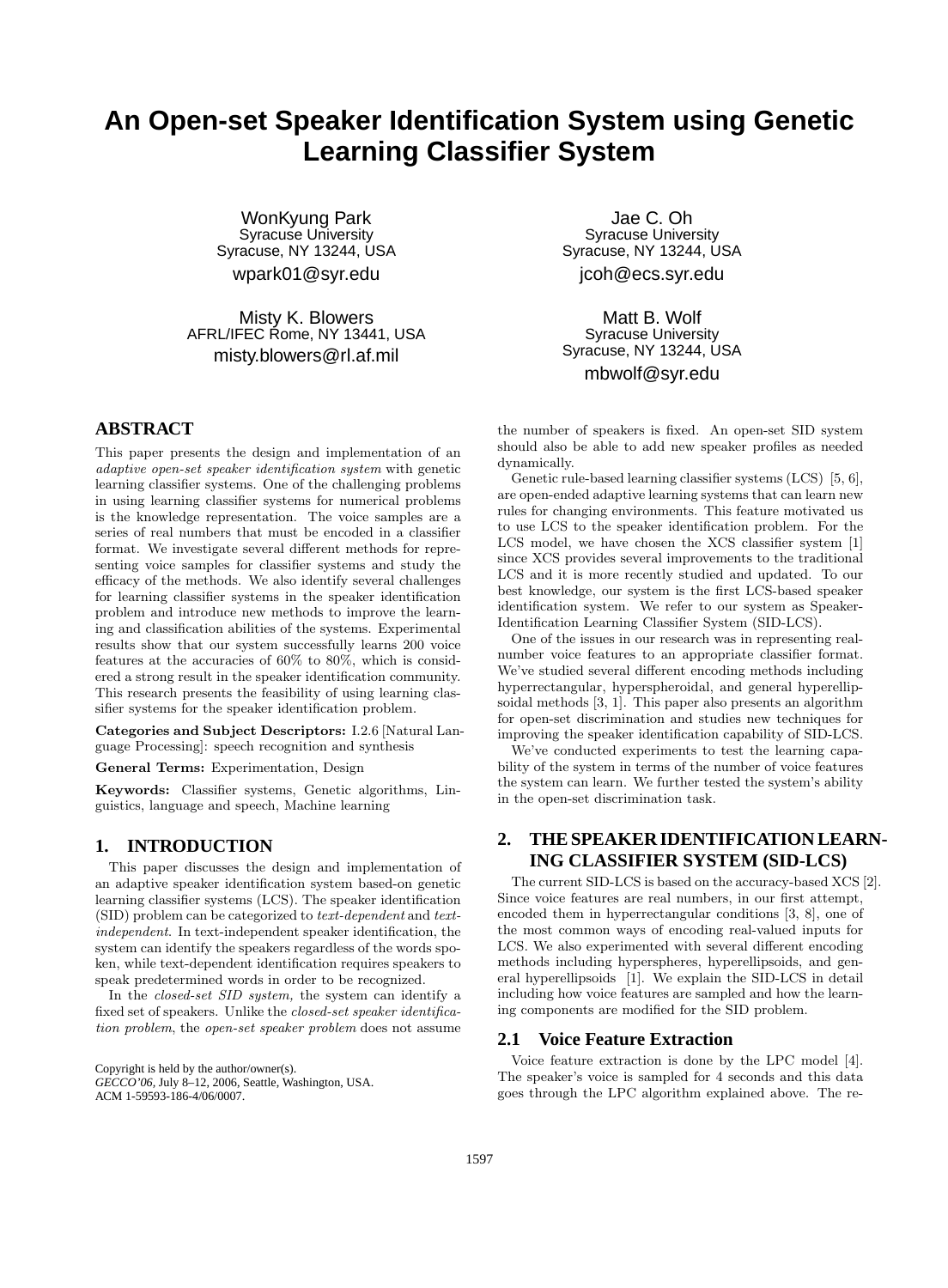# An Open-set Speaker Identification System using Genetic Learning Classifier System

WonKyung Park
Syracuse University
Syracuse, NY 13244, USA
wpark01@syr.edu

Jae C. Oh
Syracuse University
Syracuse, NY 13244, USA
jcoh@ecs.syr.edu

Misty K. Blowers
AFRL/IFEC Rome, NY 13441, USA
misty.blowers@rl.af.mil

Matt B. Wolf
Syracuse University
Syracuse, NY 13244, USA
mbwolf@syr.edu

## ABSTRACT

This paper presents the design and implementation of an *adaptive open-set speaker identification system* with genetic learning classifier systems. One of the challenging problems in using learning classifier systems for numerical problems is the knowledge representation. The voice samples are a series of real numbers that must be encoded in a classifier format. We investigate several different methods for representing voice samples for classifier systems and study the efficacy of the methods. We also identify several challenges for learning classifier systems in the speaker identification problem and introduce new methods to improve the learning and classification abilities of the systems. Experimental results show that our system successfully learns 200 voice features at the accuracies of 60% to 80%, which is considered a strong result in the speaker identification community. This research presents the feasibility of using learning classifier systems for the speaker identification problem.

**Categories and Subject Descriptors:** I.2.6 [Natural Language Processing]: speech recognition and synthesis

**General Terms:** Experimentation, Design

**Keywords:** Classifier systems, Genetic algorithms, Linguistics, language and speech, Machine learning

## 1. INTRODUCTION

This paper discusses the design and implementation of an adaptive speaker identification system based-on genetic learning classifier systems (LCS). The speaker identification (SID) problem can be categorized to *text-dependent* and *text-independent*. In text-independent speaker identification, the system can identify the speakers regardless of the words spoken, while text-dependent identification requires speakers to speak predetermined words in order to be recognized.

In the *closed-set SID system,* the system can identify a fixed set of speakers. Unlike the *closed-set speaker identification problem*, the *open-set speaker problem* does not assume the number of speakers is fixed. An open-set SID system should also be able to add new speaker profiles as needed dynamically.

Genetic rule-based learning classifier systems (LCS) [5, 6], are open-ended adaptive learning systems that can learn new rules for changing environments. This feature motivated us to use LCS to the speaker identification problem. For the LCS model, we have chosen the XCS classifier system [1] since XCS provides several improvements to the traditional LCS and it is more recently studied and updated. To our best knowledge, our system is the first LCS-based speaker identification system. We refer to our system as Speaker-Identification Learning Classifier System (SID-LCS).

One of the issues in our research was in representing real-number voice features to an appropriate classifier format. We've studied several different encoding methods including hyperrectangular, hyperspheroidal, and general hyperellipsoidal methods [3, 1]. This paper also presents an algorithm for open-set discrimination and studies new techniques for improving the speaker identification capability of SID-LCS.

We've conducted experiments to test the learning capability of the system in terms of the number of voice features the system can learn. We further tested the system's ability in the open-set discrimination task.

Copyright is held by the author/owner(s).
*GECCO'06,* July 8–12, 2006, Seattle, Washington, USA.
ACM 1-59593-186-4/06/0007.

## 2. THE SPEAKER IDENTIFICATION LEARNING CLASSIFIER SYSTEM (SID-LCS)

The current SID-LCS is based on the accuracy-based XCS [2]. Since voice features are real numbers, in our first attempt, encoded them in hyperrectangular conditions [3, 8], one of the most common ways of encoding real-valued inputs for LCS. We also experimented with several different encoding methods including hyperspheres, hyperellipsoids, and general hyperellipsoids [1]. We explain the SID-LCS in detail including how voice features are sampled and how the learning components are modified for the SID problem.

### 2.1 Voice Feature Extraction

Voice feature extraction is done by the LPC model [4]. The speaker's voice is sampled for 4 seconds and this data goes through the LPC algorithm explained above. The re-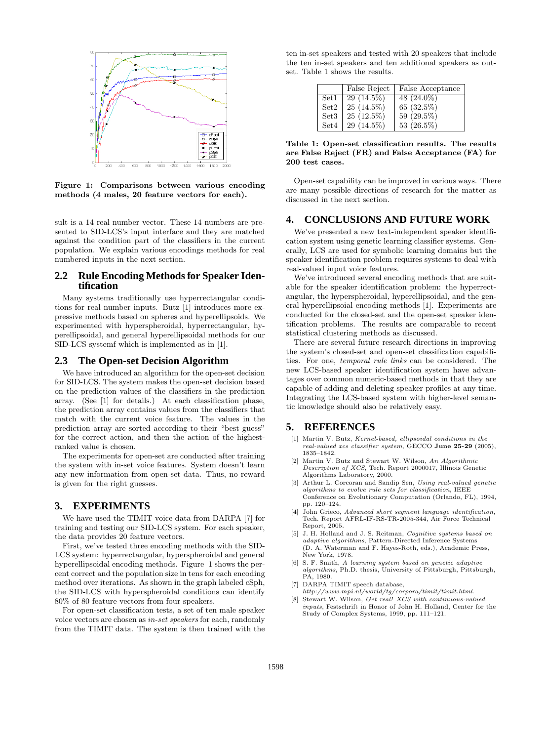80
70
60
50
40
30
20
10
0

0 200 400 600 800 1000 1200 1400 1600 1800 2000

cRect
cSph
cGE
pRect
pSph
pGE

**Figure 1: Comparisons between various encoding methods (4 males, 20 feature vectors for each).**

sult is a 14 real number vector. These 14 numbers are presented to SID-LCS's input interface and they are matched against the condition part of the classifiers in the current population. We explain various encodings methods for real numbered inputs in the next section.

## 2.2 Rule Encoding Methods for Speaker Identification

Many systems traditionally use hyperrectangular conditions for real number inputs. Butz [1] introduces more expressive methods based on spheres and hyperellipsoids. We experimented with hyperspheroidal, hyperrectangular, hyperellipsoidal, and general hyperellipsoidal methods for our SID-LCS systemf which is implemented as in [1].

## 2.3 The Open-set Decision Algorithm

We have introduced an algorithm for the open-set decision for SID-LCS. The system makes the open-set decision based on the prediction values of the classifiers in the prediction array. (See [1] for details.) At each classification phase, the prediction array contains values from the classifiers that match with the current voice feature. The values in the prediction array are sorted according to their "best guess" for the correct action, and then the action of the highest-ranked value is chosen.

The experiments for open-set are conducted after training the system with in-set voice features. System doesn't learn any new information from open-set data. Thus, no reward is given for the right guesses.

# 3. EXPERIMENTS

We have used the TIMIT voice data from DARPA [7] for training and testing our SID-LCS system. For each speaker, the data provides 20 feature vectors.

First, we've tested three encoding methods with the SID-LCS system: hyperrectangular, hyperspheroidal and general hyperellipsoidal encoding methods. Figure 1 shows the percent correct and the population size in tens for each encoding method over iterations. As shown in the graph labeled cSph, the SID-LCS with hyperspheroidal conditions can identify 80% of 80 feature vectors from four speakers.

For open-set classification tests, a set of ten male speaker voice vectors are chosen as *in-set speakers* for each, randomly from the TIMIT data. The system is then trained with the ten in-set speakers and tested with 20 speakers that include the ten in-set speakers and ten additional speakers as out-set. Table 1 shows the results.

| | False Reject | False Acceptance |
|---|---|---|
| Set1 | 29 (14.5%) | 48 (24.0%) |
| Set2 | 25 (14.5%) | 65 (32.5%) |
| Set3 | 25 (12.5%) | 59 (29.5%) |
| Set4 | 29 (14.5%) | 53 (26.5%) |

**Table 1: Open-set classification results. The results are False Reject (FR) and False Acceptance (FA) for 200 test cases.**

Open-set capability can be improved in various ways. There are many possible directions of research for the matter as discussed in the next section.

# 4. CONCLUSIONS AND FUTURE WORK

We've presented a new text-independent speaker identification system using genetic learning classifier systems. Generally, LCS are used for symbolic learning domains but the speaker identification problem requires systems to deal with real-valued input voice features.

We've introduced several encoding methods that are suitable for the speaker identification problem: the hyperrectangular, the hyperspheroidal, hyperellipsoidal, and the general hyperellipsoial encoding methods [1]. Experiments are conducted for the closed-set and the open-set speaker identification problems. The results are comparable to recent statistical clustering methods as discussed.

There are several future research directions in improving the system's closed-set and open-set classification capabilities. For one, *temporal rule links* can be considered. The new LCS-based speaker identification system have advantages over common numeric-based methods in that they are capable of adding and deleting speaker profiles at any time. Integrating the LCS-based system with higher-level semantic knowledge should also be relatively easy.

# 5. REFERENCES

[1] Martin V. Butz, *Kernel-based, ellipsoidal conditions in the real-valued xcs classifier system*, GECCO **June 25-29** (2005), 1835–1842.

[2] Martin V. Butz and Stewart W. Wilson, *An Algorithmic Description of XCS*, Tech. Report 2000017, Illinois Genetic Algorithms Laboratory, 2000.

[3] Arthur L. Corcoran and Sandip Sen, *Using real-valued genetic algorithms to evolve rule sets for classification*, IEEE Conference on Evolutionary Computation (Orlando, FL), 1994, pp. 120–124.

[4] John Grieco, *Advanced short segment language identification*, Tech. Report AFRL-IF-RS-TR-2005-344, Air Force Technical Report, 2005.

[5] J. H. Holland and J. S. Reitman, *Cognitive systems based on adaptive algorithms*, Pattern-Directed Inference Systems (D. A. Waterman and F. Hayes-Roth, eds.), Academic Press, New York, 1978.

[6] S. F. Smith, *A learning system based on genetic adaptive algorithms*, Ph.D. thesis, University of Pittsburgh, Pittsburgh, PA, 1980.

[7] DARPA TIMIT speech database, *http://www.mpi.nl/world/tg/corpora/timit/timit.html*.

[8] Stewart W. Wilson, *Get real! XCS with continuous-valued inputs*, Festschrift in Honor of John H. Holland, Center for the Study of Complex Systems, 1999, pp. 111–121.